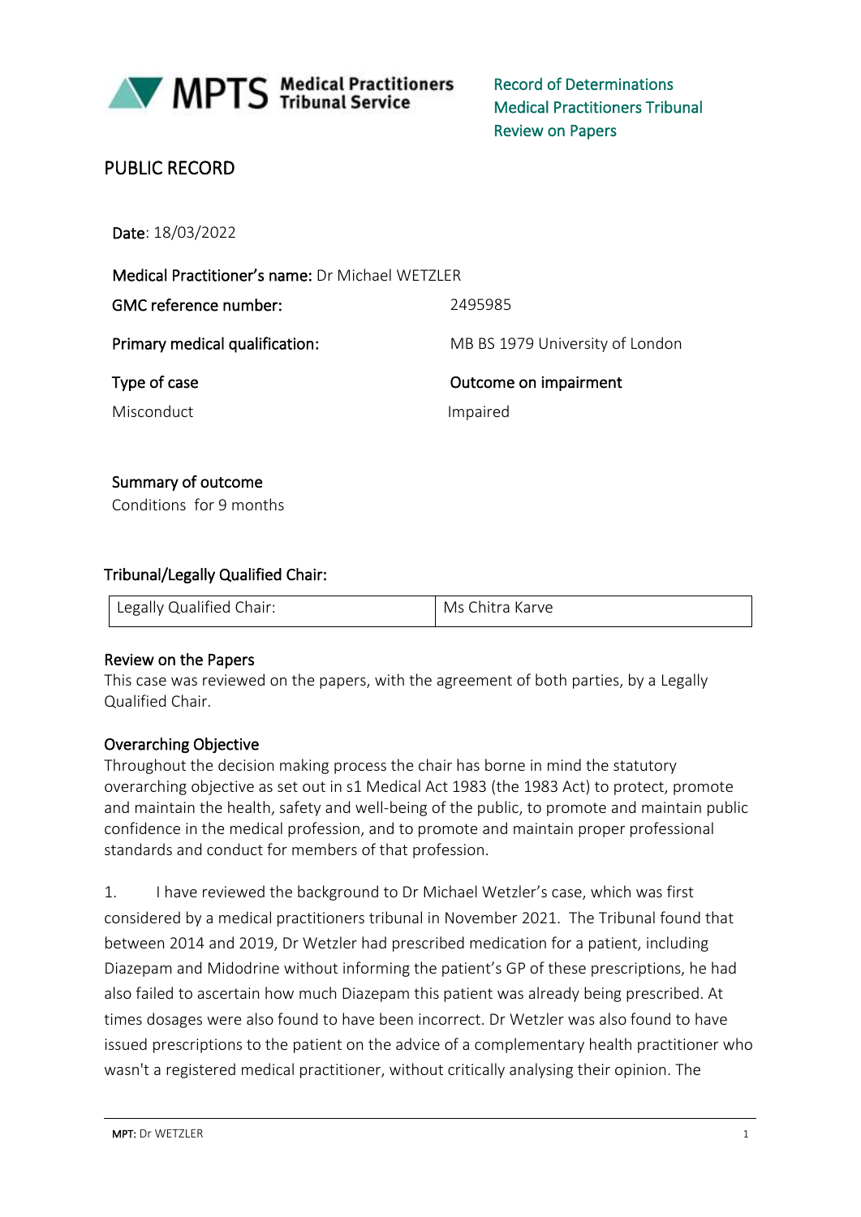Record of Determinations
Medical Practitioners Tribunal
Review on Papers

# PUBLIC RECORD

**Date**: 18/03/2022

**Medical Practitioner's name:** Dr Michael WETZLER

| | |
|---|---|
| **GMC reference number:** | 2495985 |
| **Primary medical qualification:** | MB BS 1979 University of London |
| **Type of case** | **Outcome on impairment** |
| Misconduct | Impaired |

**Summary of outcome**
Conditions for 9 months

## Tribunal/Legally Qualified Chair:

| | |
|---|---|
| Legally Qualified Chair: | Ms Chitra Karve |

## Review on the Papers

This case was reviewed on the papers, with the agreement of both parties, by a Legally Qualified Chair.

## Overarching Objective

Throughout the decision making process the chair has borne in mind the statutory overarching objective as set out in s1 Medical Act 1983 (the 1983 Act) to protect, promote and maintain the health, safety and well-being of the public, to promote and maintain public confidence in the medical profession, and to promote and maintain proper professional standards and conduct for members of that profession.

1. I have reviewed the background to Dr Michael Wetzler's case, which was first considered by a medical practitioners tribunal in November 2021. The Tribunal found that between 2014 and 2019, Dr Wetzler had prescribed medication for a patient, including Diazepam and Midodrine without informing the patient's GP of these prescriptions, he had also failed to ascertain how much Diazepam this patient was already being prescribed. At times dosages were also found to have been incorrect. Dr Wetzler was also found to have issued prescriptions to the patient on the advice of a complementary health practitioner who wasn't a registered medical practitioner, without critically analysing their opinion. The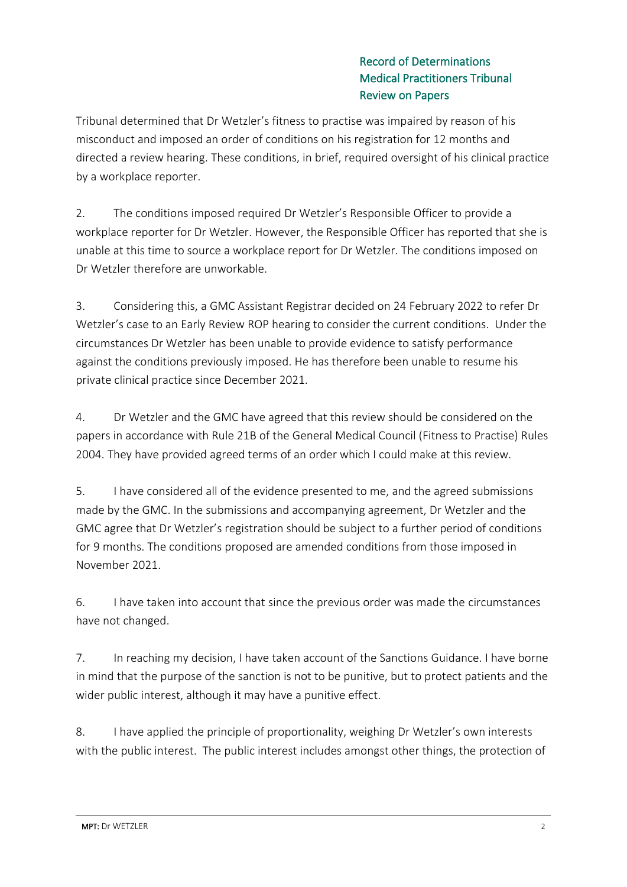Tribunal determined that Dr Wetzler's fitness to practise was impaired by reason of his misconduct and imposed an order of conditions on his registration for 12 months and directed a review hearing. These conditions, in brief, required oversight of his clinical practice by a workplace reporter.

2. The conditions imposed required Dr Wetzler's Responsible Officer to provide a workplace reporter for Dr Wetzler. However, the Responsible Officer has reported that she is unable at this time to source a workplace report for Dr Wetzler. The conditions imposed on Dr Wetzler therefore are unworkable.

3. Considering this, a GMC Assistant Registrar decided on 24 February 2022 to refer Dr Wetzler's case to an Early Review ROP hearing to consider the current conditions. Under the circumstances Dr Wetzler has been unable to provide evidence to satisfy performance against the conditions previously imposed. He has therefore been unable to resume his private clinical practice since December 2021.

4. Dr Wetzler and the GMC have agreed that this review should be considered on the papers in accordance with Rule 21B of the General Medical Council (Fitness to Practise) Rules 2004. They have provided agreed terms of an order which I could make at this review.

5. I have considered all of the evidence presented to me, and the agreed submissions made by the GMC. In the submissions and accompanying agreement, Dr Wetzler and the GMC agree that Dr Wetzler's registration should be subject to a further period of conditions for 9 months. The conditions proposed are amended conditions from those imposed in November 2021.

6. I have taken into account that since the previous order was made the circumstances have not changed.

7. In reaching my decision, I have taken account of the Sanctions Guidance. I have borne in mind that the purpose of the sanction is not to be punitive, but to protect patients and the wider public interest, although it may have a punitive effect.

8. I have applied the principle of proportionality, weighing Dr Wetzler's own interests with the public interest. The public interest includes amongst other things, the protection of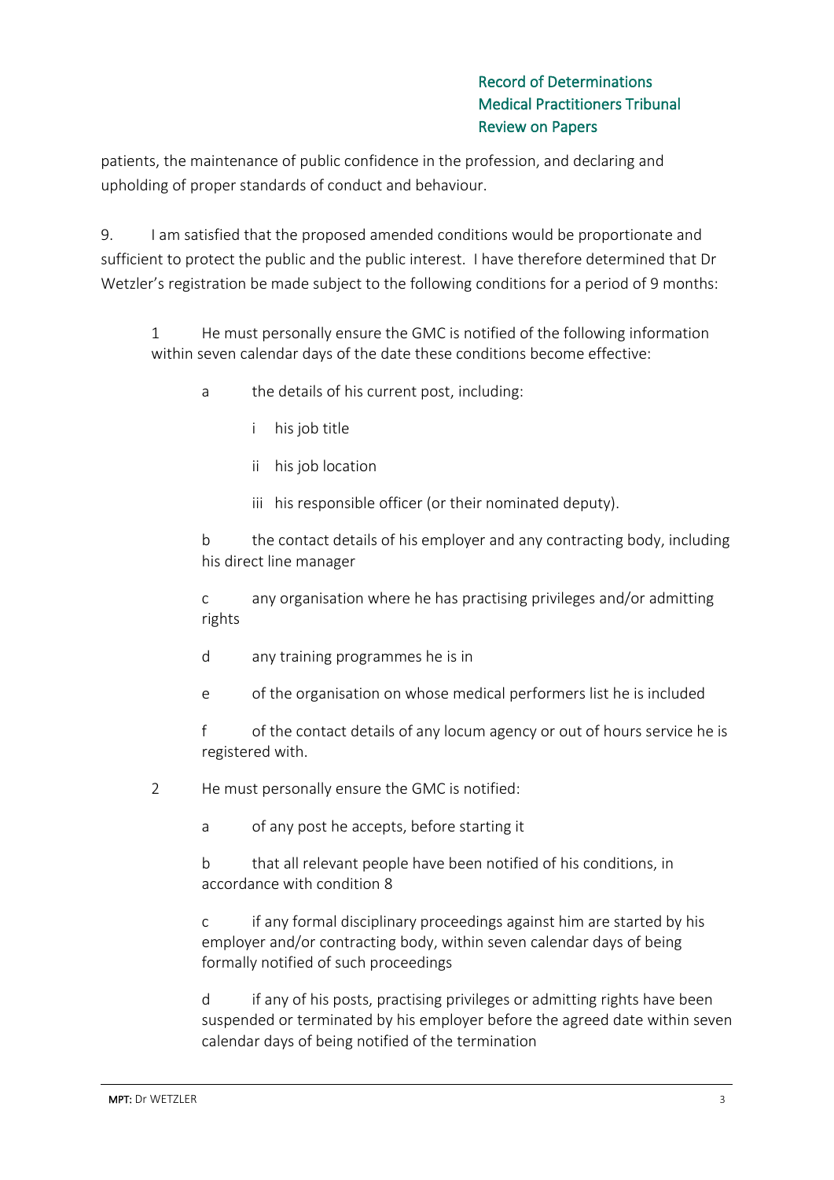patients, the maintenance of public confidence in the profession, and declaring and upholding of proper standards of conduct and behaviour.

9. I am satisfied that the proposed amended conditions would be proportionate and sufficient to protect the public and the public interest. I have therefore determined that Dr Wetzler's registration be made subject to the following conditions for a period of 9 months:

1 He must personally ensure the GMC is notified of the following information within seven calendar days of the date these conditions become effective:

- a the details of his current post, including:
  - i his job title
  - ii his job location
  - iii his responsible officer (or their nominated deputy).
- b the contact details of his employer and any contracting body, including his direct line manager
- c any organisation where he has practising privileges and/or admitting rights
- d any training programmes he is in
- e of the organisation on whose medical performers list he is included
- f of the contact details of any locum agency or out of hours service he is registered with.

2 He must personally ensure the GMC is notified:

- a of any post he accepts, before starting it
- b that all relevant people have been notified of his conditions, in accordance with condition 8
- c if any formal disciplinary proceedings against him are started by his employer and/or contracting body, within seven calendar days of being formally notified of such proceedings
- d if any of his posts, practising privileges or admitting rights have been suspended or terminated by his employer before the agreed date within seven calendar days of being notified of the termination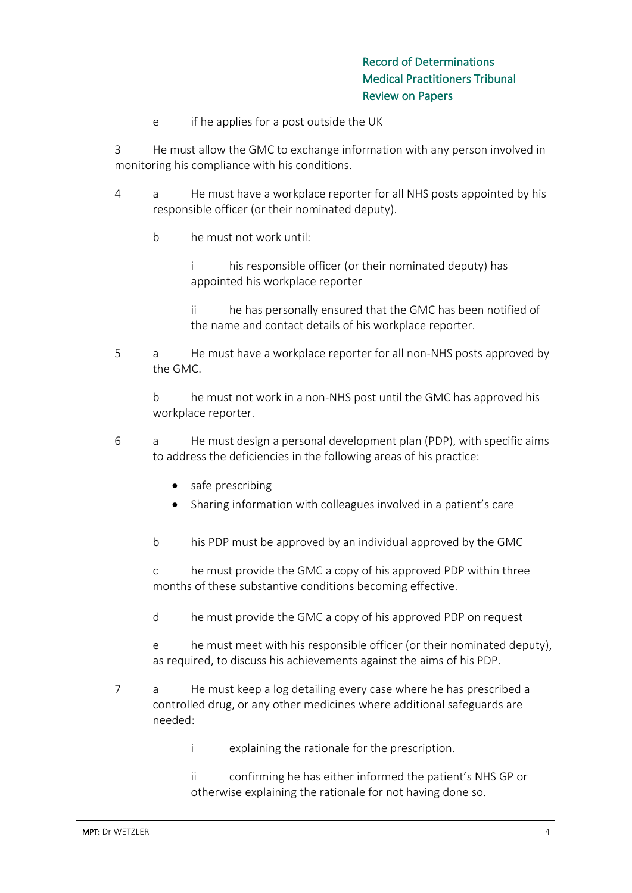e if he applies for a post outside the UK

3 He must allow the GMC to exchange information with any person involved in monitoring his compliance with his conditions.

4 a He must have a workplace reporter for all NHS posts appointed by his responsible officer (or their nominated deputy).

b he must not work until:

i his responsible officer (or their nominated deputy) has appointed his workplace reporter

ii he has personally ensured that the GMC has been notified of the name and contact details of his workplace reporter.

5 a He must have a workplace reporter for all non-NHS posts approved by the GMC.

b he must not work in a non-NHS post until the GMC has approved his workplace reporter.

6 a He must design a personal development plan (PDP), with specific aims to address the deficiencies in the following areas of his practice:

- safe prescribing
- Sharing information with colleagues involved in a patient's care

b his PDP must be approved by an individual approved by the GMC

c he must provide the GMC a copy of his approved PDP within three months of these substantive conditions becoming effective.

d he must provide the GMC a copy of his approved PDP on request

e he must meet with his responsible officer (or their nominated deputy), as required, to discuss his achievements against the aims of his PDP.

7 a He must keep a log detailing every case where he has prescribed a controlled drug, or any other medicines where additional safeguards are needed:

i explaining the rationale for the prescription.

ii confirming he has either informed the patient's NHS GP or otherwise explaining the rationale for not having done so.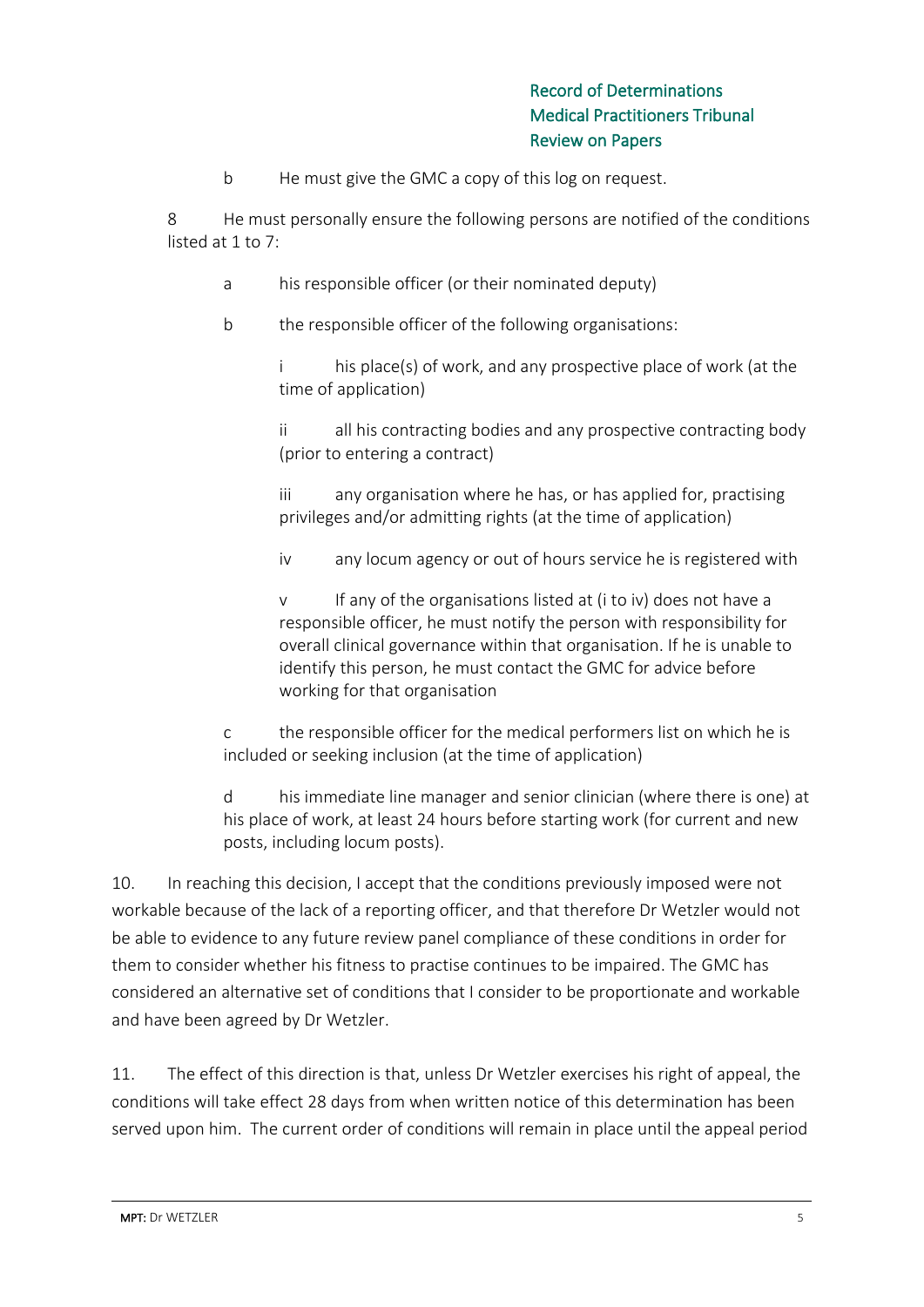b He must give the GMC a copy of this log on request.

8 He must personally ensure the following persons are notified of the conditions listed at 1 to 7:

a his responsible officer (or their nominated deputy)

b the responsible officer of the following organisations:

i his place(s) of work, and any prospective place of work (at the time of application)

ii all his contracting bodies and any prospective contracting body (prior to entering a contract)

iii any organisation where he has, or has applied for, practising privileges and/or admitting rights (at the time of application)

iv any locum agency or out of hours service he is registered with

v If any of the organisations listed at (i to iv) does not have a responsible officer, he must notify the person with responsibility for overall clinical governance within that organisation. If he is unable to identify this person, he must contact the GMC for advice before working for that organisation

c the responsible officer for the medical performers list on which he is included or seeking inclusion (at the time of application)

d his immediate line manager and senior clinician (where there is one) at his place of work, at least 24 hours before starting work (for current and new posts, including locum posts).

10. In reaching this decision, I accept that the conditions previously imposed were not workable because of the lack of a reporting officer, and that therefore Dr Wetzler would not be able to evidence to any future review panel compliance of these conditions in order for them to consider whether his fitness to practise continues to be impaired. The GMC has considered an alternative set of conditions that I consider to be proportionate and workable and have been agreed by Dr Wetzler.

11. The effect of this direction is that, unless Dr Wetzler exercises his right of appeal, the conditions will take effect 28 days from when written notice of this determination has been served upon him. The current order of conditions will remain in place until the appeal period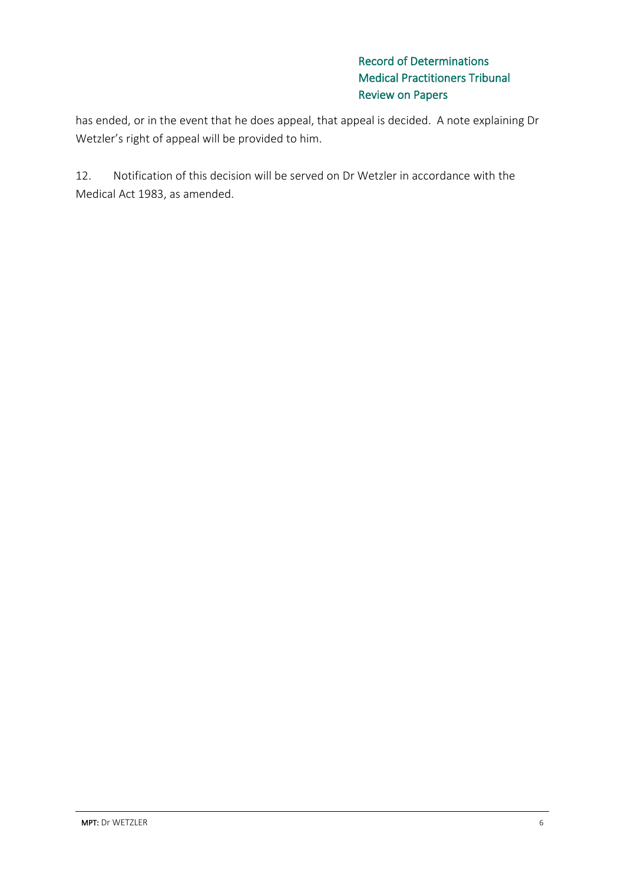has ended, or in the event that he does appeal, that appeal is decided. A note explaining Dr Wetzler's right of appeal will be provided to him.

12. Notification of this decision will be served on Dr Wetzler in accordance with the Medical Act 1983, as amended.